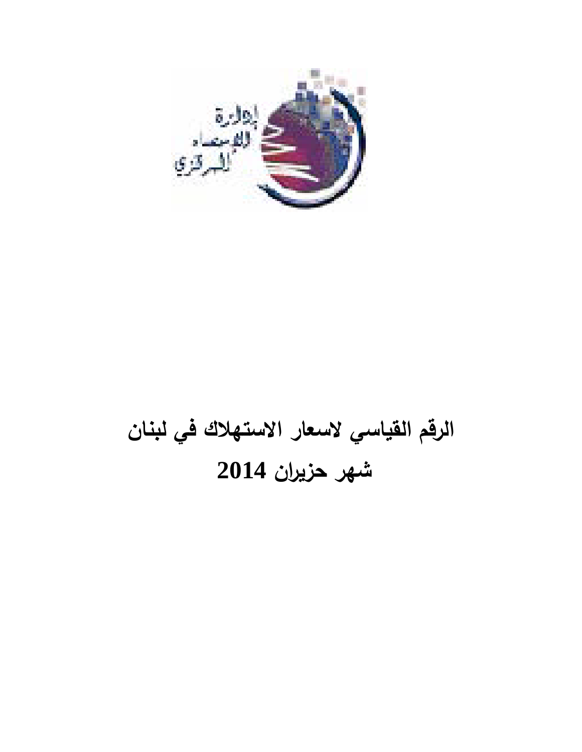# الرقم القياسي لاسعار الاستهلاك في لبنان

# شهر حزيران 2014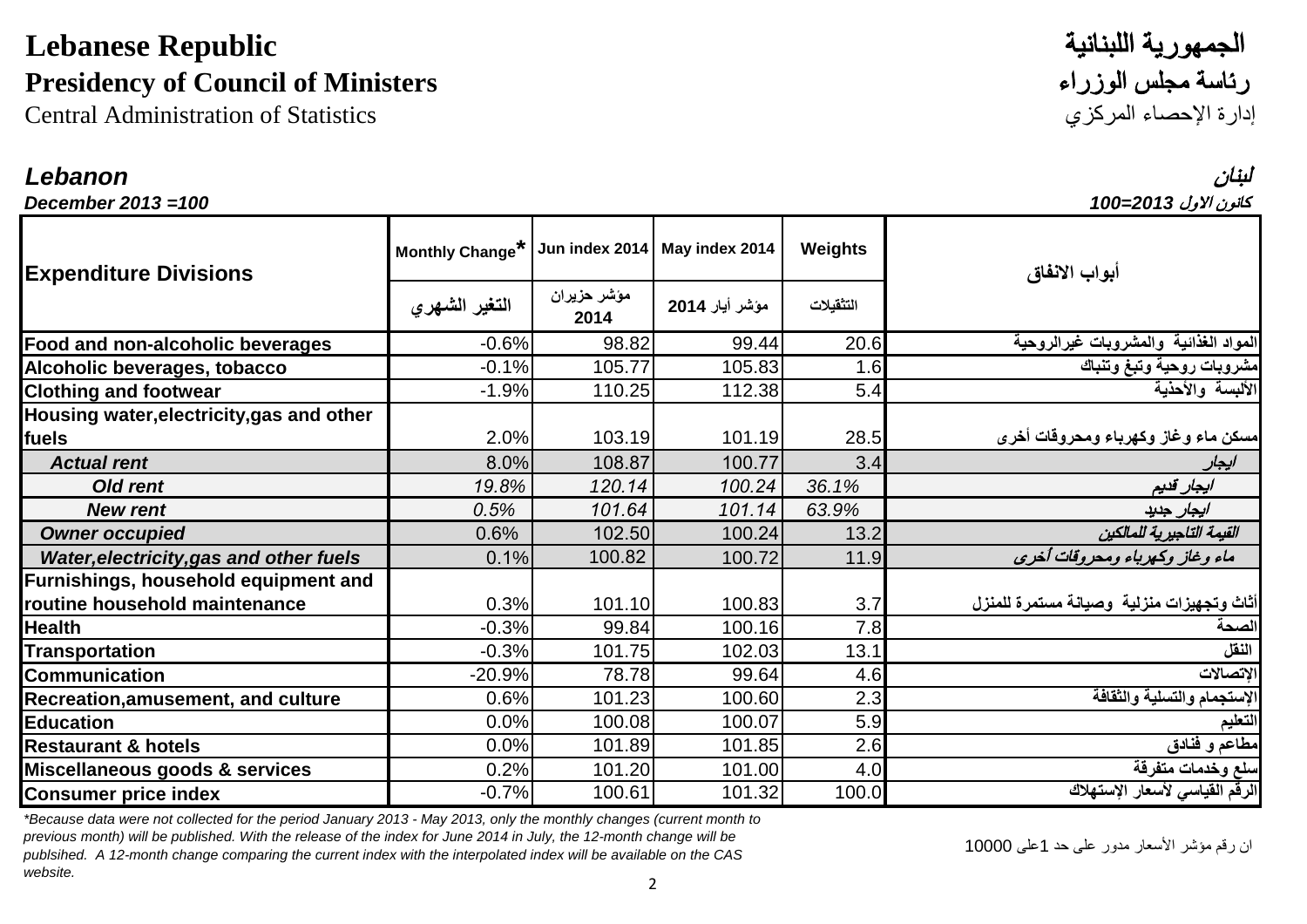**Lebanese Republic** — **الجمهورية اللبنانية**

**Presidency of Council of Ministers** — **رئاسة مجلس الوزراء**

Central Administration of Statistics — إدارة الإحصاء المركزي

***Lebanon*** — ***لبنان***

***December 2013 =100*** — ***كانون الاول 2013=100***

| Expenditure Divisions | Monthly Change* | Jun index 2014 | May index 2014 | Weights | أبواب الانفاق |
|---|---|---|---|---|---|
| | التغير الشهري | مؤشر حزيران 2014 | مؤشر أيار 2014 | التثقيلات | |
| **Food and non-alcoholic beverages** | -0.6% | 98.82 | 99.44 | 20.6 | المواد الغذائية والمشروبات غيرالروحية |
| **Alcoholic beverages, tobacco** | -0.1% | 105.77 | 105.83 | 1.6 | مشروبات روحية وتبغ وتنباك |
| **Clothing and footwear** | -1.9% | 110.25 | 112.38 | 5.4 | الألبسة والأحذية |
| **Housing water,electricity,gas and other fuels** | 2.0% | 103.19 | 101.19 | 28.5 | مسكن ماء وغاز وكهرباء ومحروقات أخرى |
| ***Actual rent*** | 8.0% | 108.87 | 100.77 | 3.4 | *ايجار* |
| ***Old rent*** | *19.8%* | *120.14* | *100.24* | *36.1%* | *ايجار قديم* |
| ***New rent*** | *0.5%* | *101.64* | *101.14* | *63.9%* | *ايجار جديد* |
| ***Owner occupied*** | 0.6% | 102.50 | 100.24 | 13.2 | *القيمة التاجيرية للمالكين* |
| ***Water,electricity,gas and other fuels*** | 0.1% | 100.82 | 100.72 | 11.9 | *ماء وغاز وكهرباء ومحروقات أخرى* |
| **Furnishings, household equipment and routine household maintenance** | 0.3% | 101.10 | 100.83 | 3.7 | أثاث وتجهيزات منزلية وصيانة مستمرة للمنزل |
| **Health** | -0.3% | 99.84 | 100.16 | 7.8 | الصحة |
| **Transportation** | -0.3% | 101.75 | 102.03 | 13.1 | النقل |
| **Communication** | -20.9% | 78.78 | 99.64 | 4.6 | الإتصالات |
| **Recreation,amusement, and culture** | 0.6% | 101.23 | 100.60 | 2.3 | الإستجمام والتسلية والثقافة |
| **Education** | 0.0% | 100.08 | 100.07 | 5.9 | التعليم |
| **Restaurant & hotels** | 0.0% | 101.89 | 101.85 | 2.6 | مطاعم و فنادق |
| **Miscellaneous goods & services** | 0.2% | 101.20 | 101.00 | 4.0 | سلع وخدمات متفرقة |
| **Consumer price index** | -0.7% | 100.61 | 101.32 | 100.0 | الرقم القياسي لأسعار الإستهلاك |

*\*Because data were not collected for the period January 2013 - May 2013, only the monthly changes (current month to previous month) will be published. With the release of the index for June 2014 in July, the 12-month change will be publsihed. A 12-month change comparing the current index with the interpolated index will be available on the CAS website.*

ان رقم مؤشر الأسعار مدور على حد 1على 10000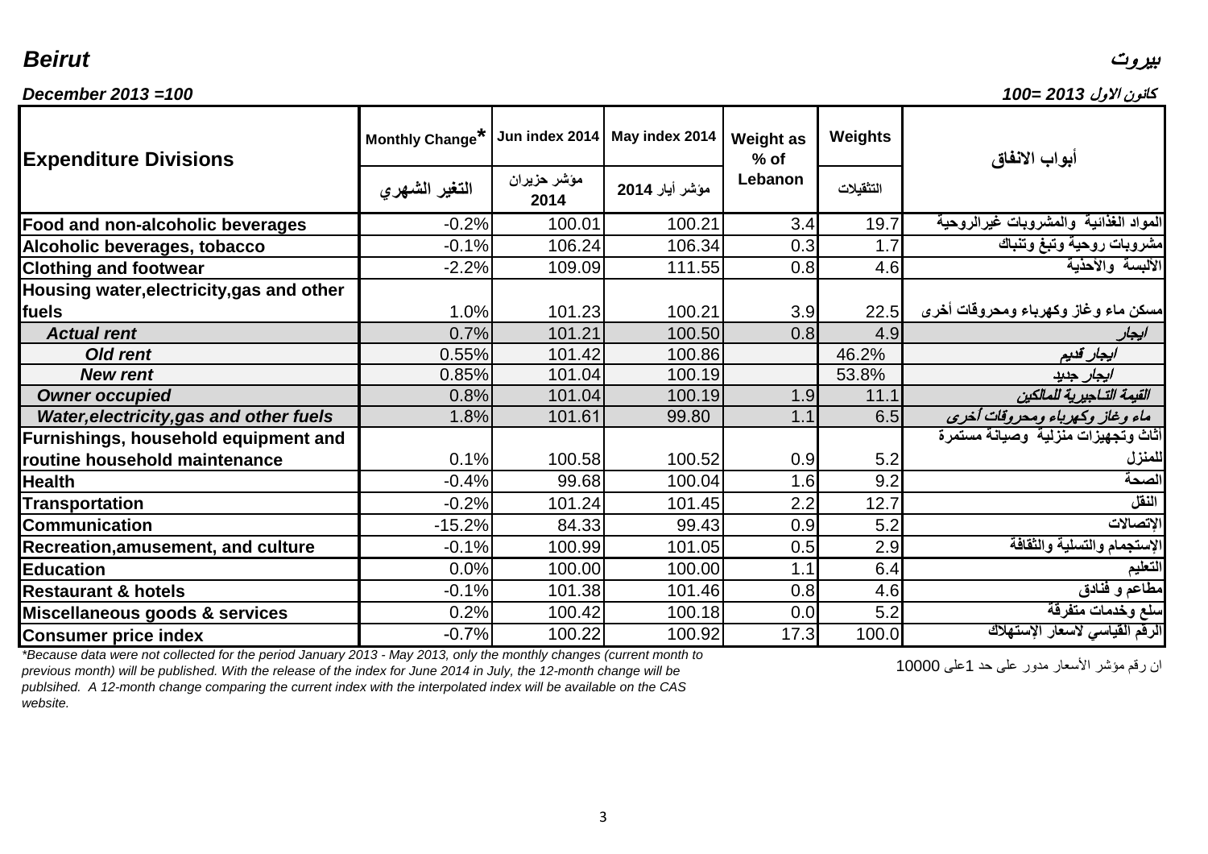***Beirut*** ***بيروت***

***December 2013 =100*** ***كانون الاول 2013 =100***

| Expenditure Divisions | Monthly Change* التغير الشهري | Jun index 2014 مؤشر حزيران 2014 | May index 2014 مؤشر أيار 2014 | Weight as % of Lebanon | Weights التثقيلات | أبواب الانفاق |
|---|---|---|---|---|---|---|
| **Food and non-alcoholic beverages** | -0.2% | 100.01 | 100.21 | 3.4 | 19.7 | المواد الغذائية والمشروبات غيرالروحية |
| **Alcoholic beverages, tobacco** | -0.1% | 106.24 | 106.34 | 0.3 | 1.7 | مشروبات روحية وتبغ وتنباك |
| **Clothing and footwear** | -2.2% | 109.09 | 111.55 | 0.8 | 4.6 | الالبسة والأحذية |
| **Housing water,electricity,gas and other fuels** | 1.0% | 101.23 | 100.21 | 3.9 | 22.5 | مسكن ماء وغاز وكهرباء ومحروقات أخرى |
| ***Actual rent*** | 0.7% | 101.21 | 100.50 | 0.8 | 4.9 | *ايجار* |
| ***Old rent*** | 0.55% | 101.42 | 100.86 | | 46.2% | *ايجار قديم* |
| ***New rent*** | 0.85% | 101.04 | 100.19 | | 53.8% | *ايجار جديد* |
| ***Owner occupied*** | 0.8% | 101.04 | 100.19 | 1.9 | 11.1 | *القيمة التاجيرية للمالكين* |
| ***Water,electricity,gas and other fuels*** | 1.8% | 101.61 | 99.80 | 1.1 | 6.5 | *ماء وغاز وكهرباء ومحروقات أخرى* |
| **Furnishings, household equipment and routine household maintenance** | 0.1% | 100.58 | 100.52 | 0.9 | 5.2 | أثاث وتجهيزات منزلية وصيانة مستمرة للمنزل |
| **Health** | -0.4% | 99.68 | 100.04 | 1.6 | 9.2 | الصحة |
| **Transportation** | -0.2% | 101.24 | 101.45 | 2.2 | 12.7 | النقل |
| **Communication** | -15.2% | 84.33 | 99.43 | 0.9 | 5.2 | الإتصالات |
| **Recreation,amusement, and culture** | -0.1% | 100.99 | 101.05 | 0.5 | 2.9 | الإستجمام والتسلية والثقافة |
| **Education** | 0.0% | 100.00 | 100.00 | 1.1 | 6.4 | التعليم |
| **Restaurant & hotels** | -0.1% | 101.38 | 101.46 | 0.8 | 4.6 | مطاعم و فنادق |
| **Miscellaneous goods & services** | 0.2% | 100.42 | 100.18 | 0.0 | 5.2 | سلع وخدمات متفرقة |
| **Consumer price index** | -0.7% | 100.22 | 100.92 | 17.3 | 100.0 | الرقم القياسي لاسعار الإستهلاك |

*\*Because data were not collected for the period January 2013 - May 2013, only the monthly changes (current month to previous month) will be published. With the release of the index for June 2014 in July, the 12-month change will be publsihed. A 12-month change comparing the current index with the interpolated index will be available on the CAS website.*

ان رقم مؤشر الأسعار مدور على حد 1على 10000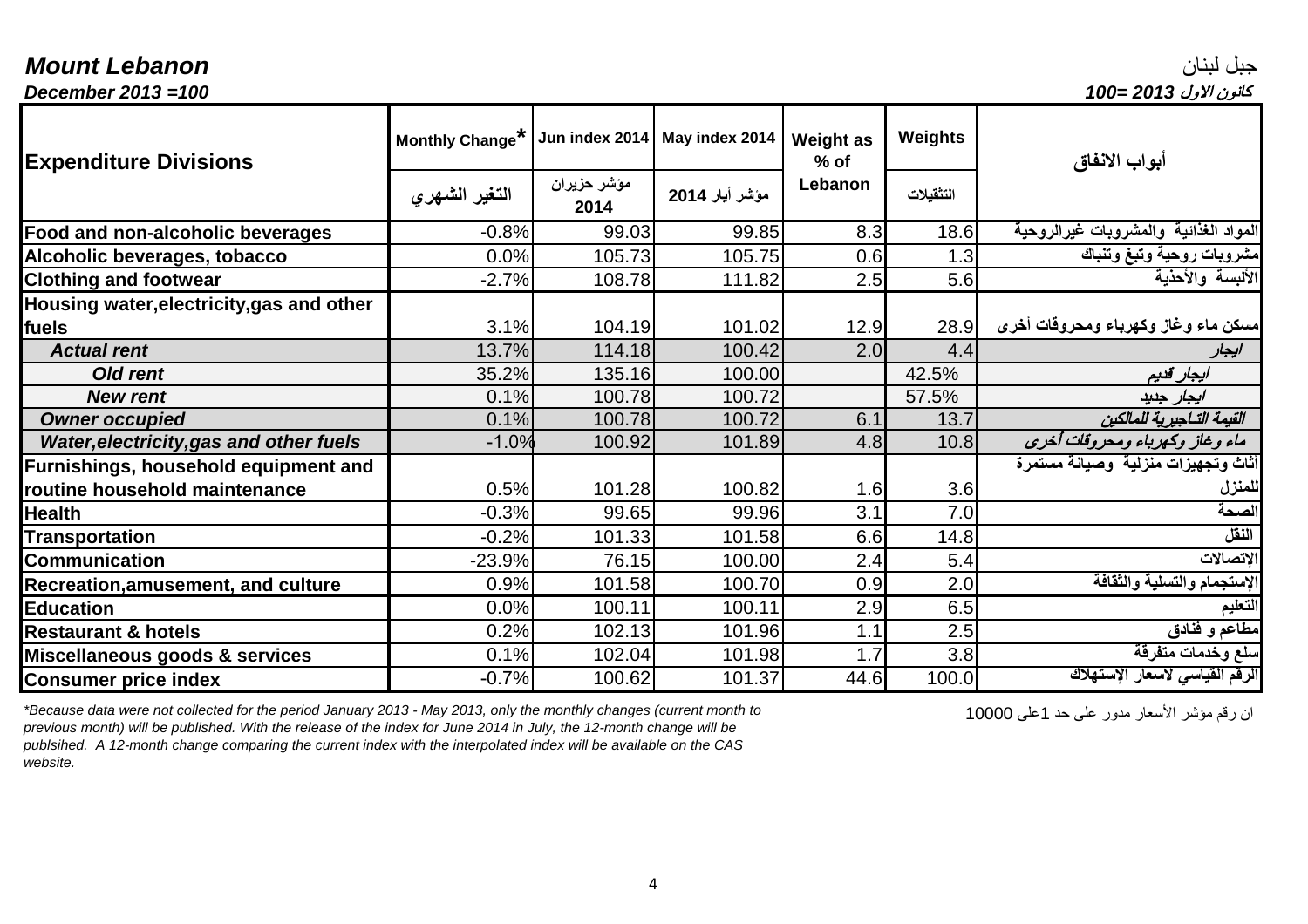**Mount Lebanon** جبل لبنان

***December 2013 =100*** ***كانون الاول 2013 =100***

| Expenditure Divisions | Monthly Change* التغير الشهري | Jun index 2014 مؤشر حزيران 2014 | May index 2014 مؤشر أيار 2014 | Weight as % of Lebanon | Weights التثقيلات | أبواب الانفاق |
|---|---|---|---|---|---|---|
| **Food and non-alcoholic beverages** | -0.8% | 99.03 | 99.85 | 8.3 | 18.6 | المواد الغذائية والمشروبات غيرالروحية |
| **Alcoholic beverages, tobacco** | 0.0% | 105.73 | 105.75 | 0.6 | 1.3 | مشروبات روحية وتبغ وتنباك |
| **Clothing and footwear** | -2.7% | 108.78 | 111.82 | 2.5 | 5.6 | الألبسة والأحذية |
| **Housing water,electricity,gas and other fuels** | 3.1% | 104.19 | 101.02 | 12.9 | 28.9 | مسكن ماء وغاز وكهرباء ومحروقات أخرى |
| ***Actual rent*** | 13.7% | 114.18 | 100.42 | 2.0 | 4.4 | *ايجار* |
| ***Old rent*** | 35.2% | 135.16 | 100.00 | | 42.5% | *ايجار قديم* |
| ***New rent*** | 0.1% | 100.78 | 100.72 | | 57.5% | *ايجار جديد* |
| ***Owner occupied*** | 0.1% | 100.78 | 100.72 | 6.1 | 13.7 | *القيمة التاجيرية للمالكين* |
| ***Water,electricity,gas and other fuels*** | -1.0% | 100.92 | 101.89 | 4.8 | 10.8 | *ماء وغاز وكهرباء ومحروقات أخرى* |
| **Furnishings, household equipment and routine household maintenance** | 0.5% | 101.28 | 100.82 | 1.6 | 3.6 | أثاث وتجهيزات منزلية وصيانة مستمرة للمنزل |
| **Health** | -0.3% | 99.65 | 99.96 | 3.1 | 7.0 | الصحة |
| **Transportation** | -0.2% | 101.33 | 101.58 | 6.6 | 14.8 | النقل |
| **Communication** | -23.9% | 76.15 | 100.00 | 2.4 | 5.4 | الإتصالات |
| **Recreation,amusement, and culture** | 0.9% | 101.58 | 100.70 | 0.9 | 2.0 | الإستجمام والتسلية والثقافة |
| **Education** | 0.0% | 100.11 | 100.11 | 2.9 | 6.5 | التعليم |
| **Restaurant & hotels** | 0.2% | 102.13 | 101.96 | 1.1 | 2.5 | مطاعم و فنادق |
| **Miscellaneous goods & services** | 0.1% | 102.04 | 101.98 | 1.7 | 3.8 | سلع وخدمات متفرقة |
| **Consumer price index** | -0.7% | 100.62 | 101.37 | 44.6 | 100.0 | الرقم القياسي لاسعار الإستهلاك |

*\*Because data were not collected for the period January 2013 - May 2013, only the monthly changes (current month to previous month) will be published. With the release of the index for June 2014 in July, the 12-month change will be publsihed. A 12-month change comparing the current index with the interpolated index will be available on the CAS website.*

ان رقم مؤشر الأسعار مدور على حد 1على 10000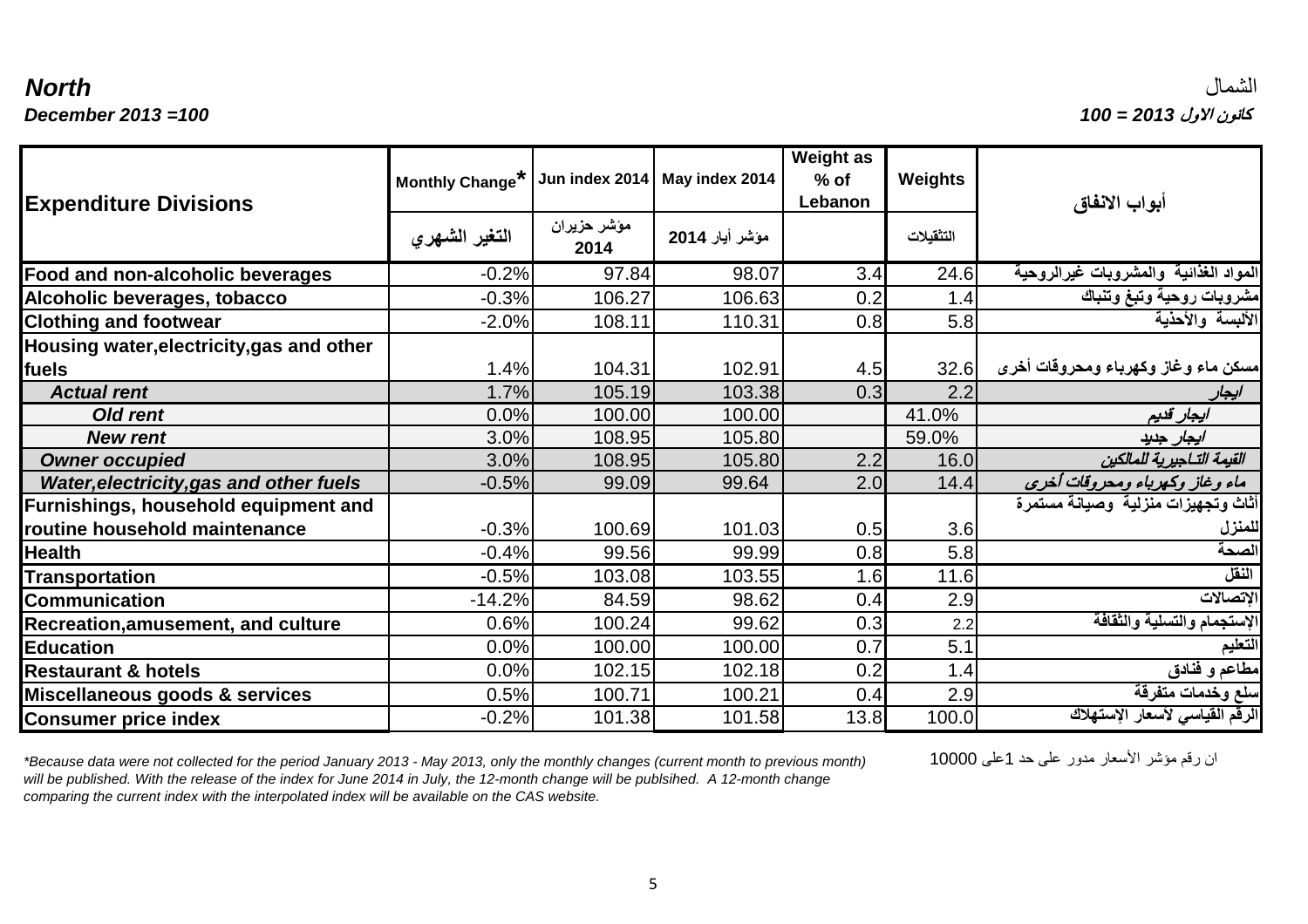***North*** الشمال

***December 2013 =100*** ***كانون الاول 2013 = 100***

| **Expenditure Divisions** | **Monthly Change*** | **Jun index 2014** | **May index 2014** | **Weight as % of Lebanon** | **Weights** | **أبواب الانفاق** |
|---|---|---|---|---|---|---|
| | **التغير الشهري** | مؤشر حزيران 2014 | مؤشر أيار 2014 | | التثقيلات | |
| **Food and non-alcoholic beverages** | -0.2% | 97.84 | 98.07 | 3.4 | 24.6 | **المواد الغذائية والمشروبات غيرالروحية** |
| **Alcoholic beverages, tobacco** | -0.3% | 106.27 | 106.63 | 0.2 | 1.4 | **مشروبات روحية وتبغ وتنباك** |
| **Clothing and footwear** | -2.0% | 108.11 | 110.31 | 0.8 | 5.8 | **الألبسة والأحذية** |
| **Housing water,electricity,gas and other fuels** | 1.4% | 104.31 | 102.91 | 4.5 | 32.6 | **مسكن ماء وغاز وكهرباء ومحروقات أخرى** |
| ***Actual rent*** | 1.7% | 105.19 | 103.38 | 0.3 | 2.2 | ***ايجار*** |
| ***Old rent*** | 0.0% | 100.00 | 100.00 | | 41.0% | ***ايجار قديم*** |
| ***New rent*** | 3.0% | 108.95 | 105.80 | | 59.0% | ***ايجار جديد*** |
| ***Owner occupied*** | 3.0% | 108.95 | 105.80 | 2.2 | 16.0 | ***القيمة التـاجيرية للمالكين*** |
| ***Water,electricity,gas and other fuels*** | -0.5% | 99.09 | 99.64 | 2.0 | 14.4 | ***ماء وغاز وكهرباء ومحروقات أخرى*** |
| **Furnishings, household equipment and routine household maintenance** | -0.3% | 100.69 | 101.03 | 0.5 | 3.6 | **أثاث وتجهيزات منزلية وصيانة مستمرة للمنزل** |
| **Health** | -0.4% | 99.56 | 99.99 | 0.8 | 5.8 | **الصحة** |
| **Transportation** | -0.5% | 103.08 | 103.55 | 1.6 | 11.6 | **النقل** |
| **Communication** | -14.2% | 84.59 | 98.62 | 0.4 | 2.9 | **الإتصالات** |
| **Recreation,amusement, and culture** | 0.6% | 100.24 | 99.62 | 0.3 | 2.2 | **الإستجمام والتسلية والثقافة** |
| **Education** | 0.0% | 100.00 | 100.00 | 0.7 | 5.1 | **التعليم** |
| **Restaurant & hotels** | 0.0% | 102.15 | 102.18 | 0.2 | 1.4 | **مطاعم و فنادق** |
| **Miscellaneous goods & services** | 0.5% | 100.71 | 100.21 | 0.4 | 2.9 | **سلع وخدمات متفرقة** |
| **Consumer price index** | -0.2% | 101.38 | 101.58 | 13.8 | 100.0 | **الرقم القياسي لأسعار الإستهلاك** |

*\*Because data were not collected for the period January 2013 - May 2013, only the monthly changes (current month to previous month) will be published. With the release of the index for June 2014 in July, the 12-month change will be publsihed. A 12-month change comparing the current index with the interpolated index will be available on the CAS website.*

ان رقم مؤشر الأسعار مدور على حد 1على 10000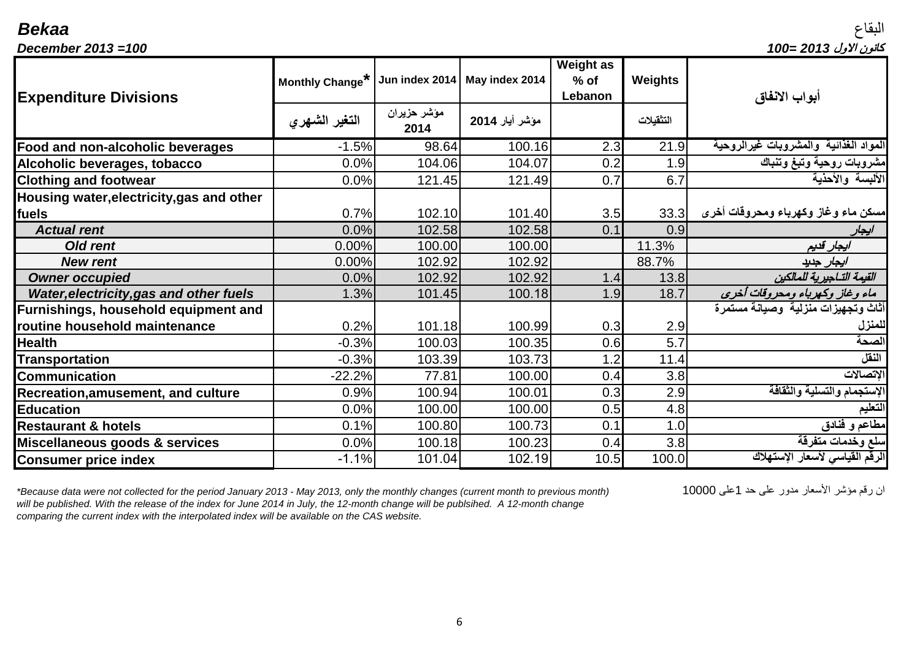**Bekaa** البقاع

*December 2013 =100* *كانون الاول 2013 =100*

| Expenditure Divisions | Monthly Change* | Jun index 2014 | May index 2014 | Weight as % of Lebanon | Weights | أبواب الانفاق |
|---|---|---|---|---|---|---|
| | التغير الشهري | مؤشر حزيران 2014 | مؤشر أيار 2014 | | التثقيلات | |
| **Food and non-alcoholic beverages** | -1.5% | 98.64 | 100.16 | 2.3 | 21.9 | المواد الغذائية والمشروبات غيرالروحية |
| **Alcoholic beverages, tobacco** | 0.0% | 104.06 | 104.07 | 0.2 | 1.9 | مشروبات روحية وتبغ وتنباك |
| **Clothing and footwear** | 0.0% | 121.45 | 121.49 | 0.7 | 6.7 | الألبسة والأحذية |
| **Housing water,electricity,gas and other fuels** | 0.7% | 102.10 | 101.40 | 3.5 | 33.3 | مسكن ماء وغاز وكهرباء ومحروقات أخرى |
| ***Actual rent*** | 0.0% | 102.58 | 102.58 | 0.1 | 0.9 | *ايجار* |
| ***Old rent*** | 0.00% | 100.00 | 100.00 | | 11.3% | *ايجار قديم* |
| ***New rent*** | 0.00% | 102.92 | 102.92 | | 88.7% | *ايجار جديد* |
| ***Owner occupied*** | 0.0% | 102.92 | 102.92 | 1.4 | 13.8 | *القيمة التاجيرية للمالكين* |
| ***Water,electricity,gas and other fuels*** | 1.3% | 101.45 | 100.18 | 1.9 | 18.7 | *ماء وغاز وكهرباء ومحروقات أخرى* |
| **Furnishings, household equipment and routine household maintenance** | 0.2% | 101.18 | 100.99 | 0.3 | 2.9 | أثاث وتجهيزات منزلية وصيانة مستمرة للمنزل |
| **Health** | -0.3% | 100.03 | 100.35 | 0.6 | 5.7 | الصحة |
| **Transportation** | -0.3% | 103.39 | 103.73 | 1.2 | 11.4 | النقل |
| **Communication** | -22.2% | 77.81 | 100.00 | 0.4 | 3.8 | الإتصالات |
| **Recreation,amusement, and culture** | 0.9% | 100.94 | 100.01 | 0.3 | 2.9 | الإستجمام والتسلية والثقافة |
| **Education** | 0.0% | 100.00 | 100.00 | 0.5 | 4.8 | التعليم |
| **Restaurant & hotels** | 0.1% | 100.80 | 100.73 | 0.1 | 1.0 | مطاعم و فنادق |
| **Miscellaneous goods & services** | 0.0% | 100.18 | 100.23 | 0.4 | 3.8 | سلع وخدمات متفرقة |
| **Consumer price index** | -1.1% | 101.04 | 102.19 | 10.5 | 100.0 | الرقم القياسي لأسعار الإستهلاك |

*\*Because data were not collected for the period January 2013 - May 2013, only the monthly changes (current month to previous month) will be published. With the release of the index for June 2014 in July, the 12-month change will be publsihed. A 12-month change comparing the current index with the interpolated index will be available on the CAS website.*

ان رقم مؤشر الأسعار مدور على حد 1على 10000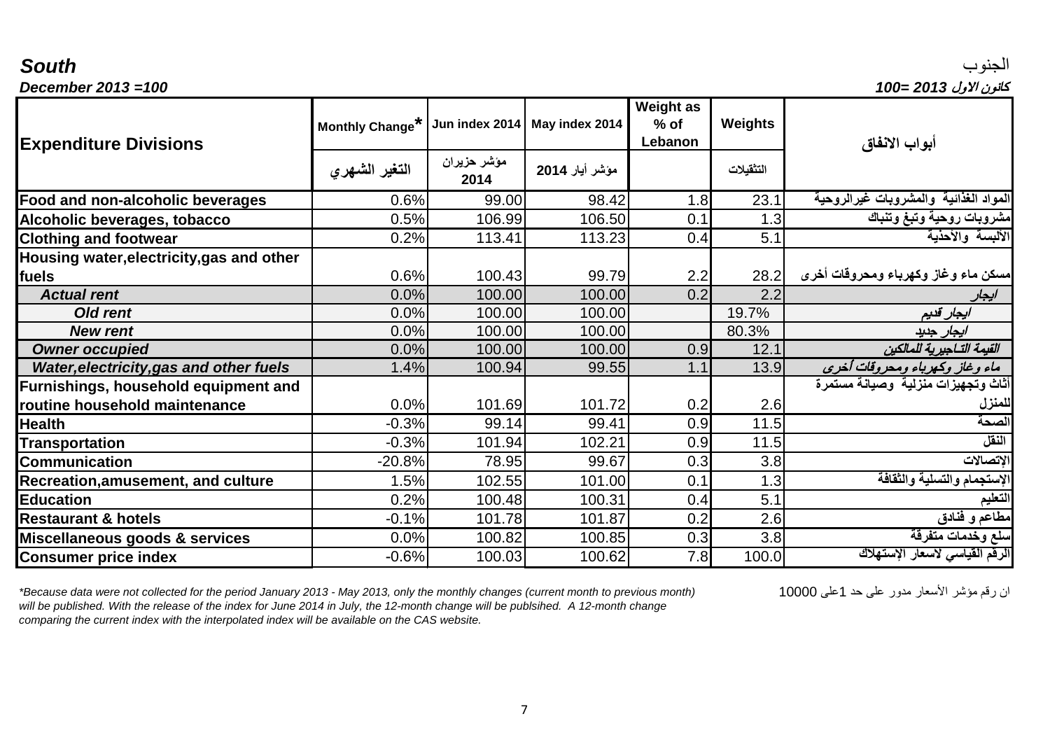**South** الجنوب

***December 2013 =100*** ***كانون الاول 2013 =100***

| Expenditure Divisions | Monthly Change* | Jun index 2014 | May index 2014 | Weight as % of Lebanon | Weights | أبواب الانفاق |
|---|---|---|---|---|---|---|
| | التغير الشهري | مؤشر حزيران 2014 | مؤشر أيار 2014 | | التثقيلات | |
| **Food and non-alcoholic beverages** | 0.6% | 99.00 | 98.42 | 1.8 | 23.1 | المواد الغذائية والمشروبات غيرالروحية |
| **Alcoholic beverages, tobacco** | 0.5% | 106.99 | 106.50 | 0.1 | 1.3 | مشروبات روحية وتبغ وتنباك |
| **Clothing and footwear** | 0.2% | 113.41 | 113.23 | 0.4 | 5.1 | الألبسة والأحذية |
| **Housing water,electricity,gas and other fuels** | 0.6% | 100.43 | 99.79 | 2.2 | 28.2 | مسكن ماء وغاز وكهرباء ومحروقات أخرى |
| ***Actual rent*** | 0.0% | 100.00 | 100.00 | 0.2 | 2.2 | *ايجار* |
| ***Old rent*** | 0.0% | 100.00 | 100.00 | | 19.7% | *ايجار قديم* |
| ***New rent*** | 0.0% | 100.00 | 100.00 | | 80.3% | *ايجار جديد* |
| ***Owner occupied*** | 0.0% | 100.00 | 100.00 | 0.9 | 12.1 | *القيمة التـاجيرية للمالكين* |
| ***Water,electricity,gas and other fuels*** | 1.4% | 100.94 | 99.55 | 1.1 | 13.9 | *ماء وغاز وكهرباء ومحروقات أخرى* |
| **Furnishings, household equipment and routine household maintenance** | 0.0% | 101.69 | 101.72 | 0.2 | 2.6 | أثاث وتجهيزات منزلية وصيانة مستمرة للمنزل |
| **Health** | -0.3% | 99.14 | 99.41 | 0.9 | 11.5 | الصحة |
| **Transportation** | -0.3% | 101.94 | 102.21 | 0.9 | 11.5 | النقل |
| **Communication** | -20.8% | 78.95 | 99.67 | 0.3 | 3.8 | الإتصالات |
| **Recreation,amusement, and culture** | 1.5% | 102.55 | 101.00 | 0.1 | 1.3 | الإستجمام والتسلية والثقافة |
| **Education** | 0.2% | 100.48 | 100.31 | 0.4 | 5.1 | التعليم |
| **Restaurant & hotels** | -0.1% | 101.78 | 101.87 | 0.2 | 2.6 | مطاعم و فنادق |
| **Miscellaneous goods & services** | 0.0% | 100.82 | 100.85 | 0.3 | 3.8 | سلع وخدمات متفرقة |
| **Consumer price index** | -0.6% | 100.03 | 100.62 | 7.8 | 100.0 | الرقم القياسي لاسعار الإستهلاك |

*\*Because data were not collected for the period January 2013 - May 2013, only the monthly changes (current month to previous month) will be published. With the release of the index for June 2014 in July, the 12-month change will be publsihed. A 12-month change comparing the current index with the interpolated index will be available on the CAS website.*

ان رقم مؤشر الأسعار مدور على حد 1على 10000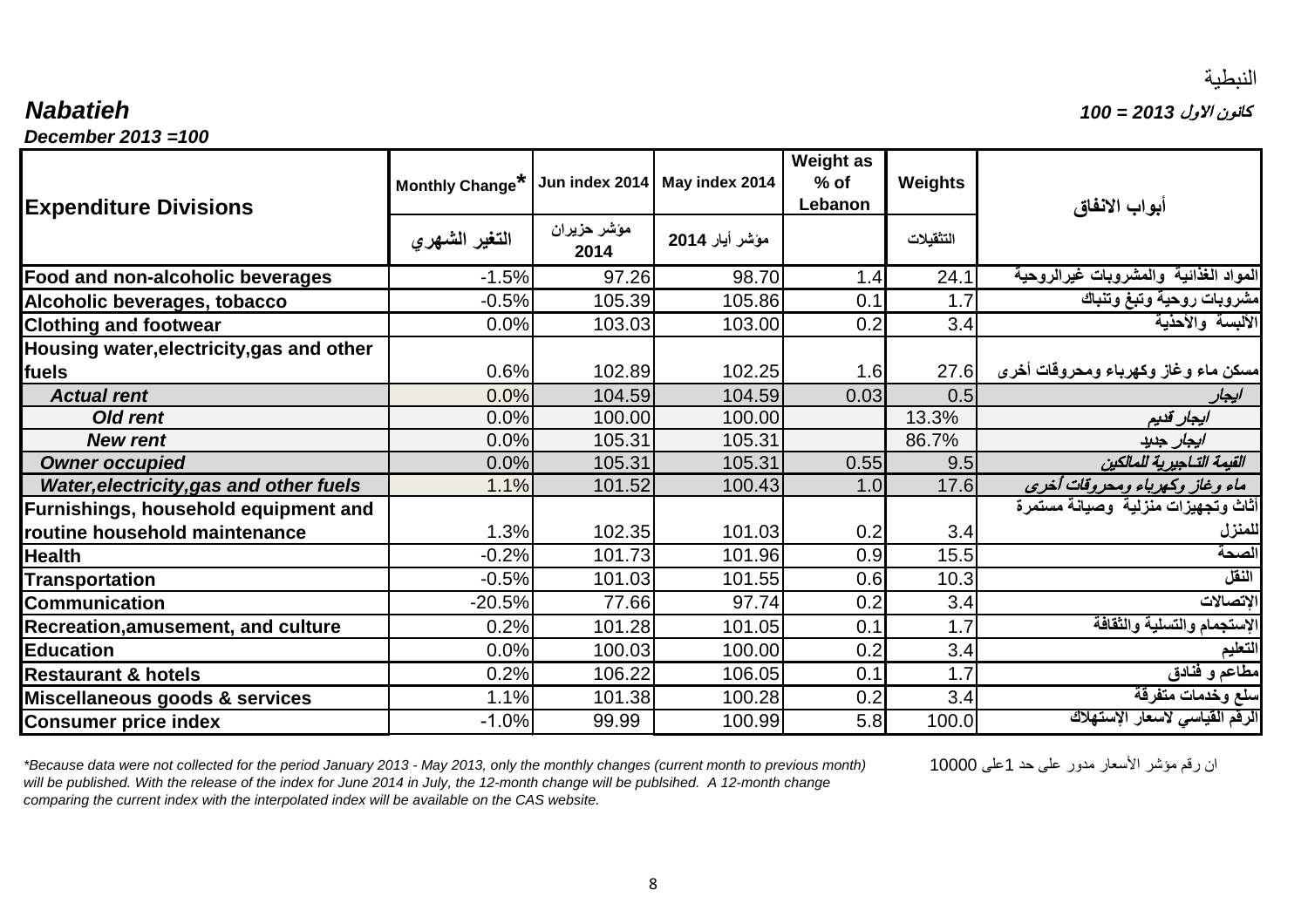النبطية

***Nabatieh*** ***كانون الاول 2013 = 100***

***December 2013 =100***

| Expenditure Divisions | Monthly Change* | Jun index 2014 | May index 2014 | Weight as % of Lebanon | Weights | أبواب الانفاق |
|---|---|---|---|---|---|---|
| | التغير الشهري | مؤشر حزيران 2014 | مؤشر أيار 2014 | | التثقيلات | |
| **Food and non-alcoholic beverages** | -1.5% | 97.26 | 98.70 | 1.4 | 24.1 | المواد الغذائية والمشروبات غيرالروحية |
| **Alcoholic beverages, tobacco** | -0.5% | 105.39 | 105.86 | 0.1 | 1.7 | مشروبات روحية وتبغ وتنباك |
| **Clothing and footwear** | 0.0% | 103.03 | 103.00 | 0.2 | 3.4 | الألبسة والأحذية |
| **Housing water,electricity,gas and other fuels** | 0.6% | 102.89 | 102.25 | 1.6 | 27.6 | مسكن ماء وغاز وكهرباء ومحروقات أخرى |
| ***Actual rent*** | 0.0% | 104.59 | 104.59 | 0.03 | 0.5 | *ايجار* |
| ***Old rent*** | 0.0% | 100.00 | 100.00 | | 13.3% | *ايجار قديم* |
| ***New rent*** | 0.0% | 105.31 | 105.31 | | 86.7% | *ايجار جديد* |
| ***Owner occupied*** | 0.0% | 105.31 | 105.31 | 0.55 | 9.5 | *القيمة التاجيرية للمالكين* |
| ***Water,electricity,gas and other fuels*** | 1.1% | 101.52 | 100.43 | 1.0 | 17.6 | *ماء وغاز وكهرباء ومحروقات أخرى* |
| **Furnishings, household equipment and routine household maintenance** | 1.3% | 102.35 | 101.03 | 0.2 | 3.4 | أثاث وتجهيزات منزلية وصيانة مستمرة للمنزل |
| **Health** | -0.2% | 101.73 | 101.96 | 0.9 | 15.5 | الصحة |
| **Transportation** | -0.5% | 101.03 | 101.55 | 0.6 | 10.3 | النقل |
| **Communication** | -20.5% | 77.66 | 97.74 | 0.2 | 3.4 | الإتصالات |
| **Recreation,amusement, and culture** | 0.2% | 101.28 | 101.05 | 0.1 | 1.7 | الإستجمام والتسلية والثقافة |
| **Education** | 0.0% | 100.03 | 100.00 | 0.2 | 3.4 | التعليم |
| **Restaurant & hotels** | 0.2% | 106.22 | 106.05 | 0.1 | 1.7 | مطاعم و فنادق |
| **Miscellaneous goods & services** | 1.1% | 101.38 | 100.28 | 0.2 | 3.4 | سلع وخدمات متفرقة |
| **Consumer price index** | -1.0% | 99.99 | 100.99 | 5.8 | 100.0 | الرقم القياسي لاسعار الإستهلاك |

*\*Because data were not collected for the period January 2013 - May 2013, only the monthly changes (current month to previous month) will be published. With the release of the index for June 2014 in July, the 12-month change will be publsihed. A 12-month change comparing the current index with the interpolated index will be available on the CAS website.*

ان رقم مؤشر الأسعار مدور على حد 1على 10000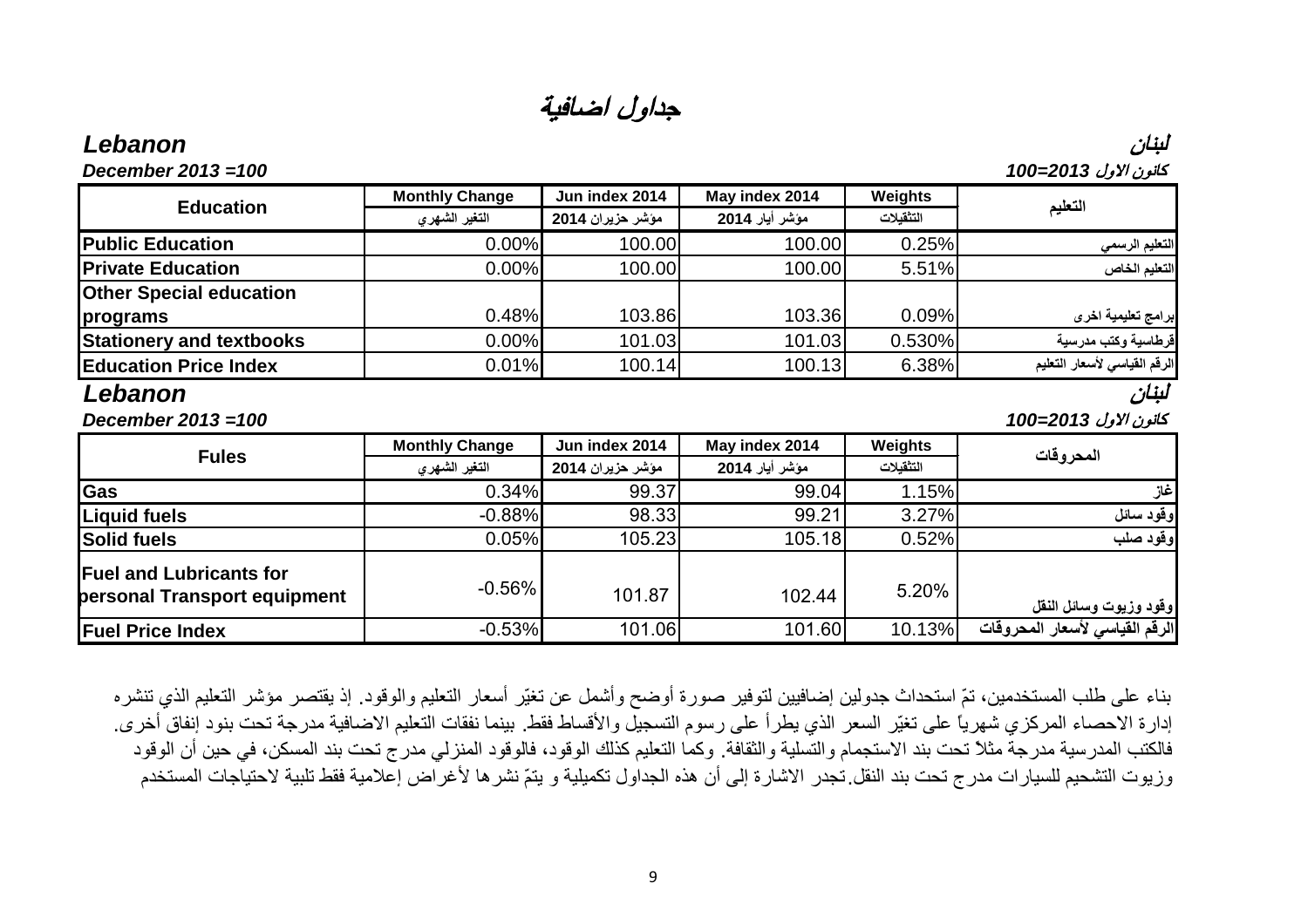# جداول اضافية

***Lebanon*** | ***لبنان***

***December 2013 =100*** | ***كانون الاول 2013=100***

| Education | Monthly Change | Jun index 2014 | May index 2014 | Weights | التعليم |
|---|---|---|---|---|---|
| | التغير الشهري | مؤشر حزيران 2014 | مؤشر أيار 2014 | التثقيلات | |
| **Public Education** | 0.00% | 100.00 | 100.00 | 0.25% | التعليم الرسمي |
| **Private Education** | 0.00% | 100.00 | 100.00 | 5.51% | التعليم الخاص |
| **Other Special education programs** | 0.48% | 103.86 | 103.36 | 0.09% | برامج تعليمية اخرى |
| **Stationery and textbooks** | 0.00% | 101.03 | 101.03 | 0.530% | قرطاسية وكتب مدرسية |
| **Education Price Index** | 0.01% | 100.14 | 100.13 | 6.38% | الرقم القياسي لأسعار التعليم |

***Lebanon*** | ***لبنان***

***December 2013 =100*** | ***كانون الاول 2013=100***

| Fules | Monthly Change | Jun index 2014 | May index 2014 | Weights | المحروقات |
|---|---|---|---|---|---|
| | التغير الشهري | مؤشر حزيران 2014 | مؤشر أيار 2014 | التثقيلات | |
| **Gas** | 0.34% | 99.37 | 99.04 | 1.15% | غاز |
| **Liquid fuels** | -0.88% | 98.33 | 99.21 | 3.27% | وقود سائل |
| **Solid fuels** | 0.05% | 105.23 | 105.18 | 0.52% | وقود صلب |
| **Fuel and Lubricants for personal Transport equipment** | -0.56% | 101.87 | 102.44 | 5.20% | وقود وزيوت وسائل النقل |
| **Fuel Price Index** | -0.53% | 101.06 | 101.60 | 10.13% | الرقم القياسي لأسعار المحروقات |

بناء على طلب المستخدمين، تمّ استحداث جدولين إضافيين لتوفير صورة أوضح وأشمل عن تغيّر أسعار التعليم والوقود. إذ يقتصر مؤشر التعليم الذي تنشره إدارة الاحصاء المركزي شهرياً على تغيّر السعر الذي يطرأ على رسوم التسجيل والأقساط فقط. بينما نفقات التعليم الاضافية مدرجة تحت بنود إنفاق أخرى. فالكتب المدرسية مدرجة مثلاً تحت بند الاستجمام والتسلية والثقافة. وكما التعليم كذلك الوقود، فالوقود المنزلي مدرج تحت بند المسكن، في حين أن الوقود وزيوت التشحيم للسيارات مدرج تحت بند النقل.تجدر الاشارة إلى أن هذه الجداول تكميلية و يتمّ نشرها لأغراض إعلامية فقط تلبية لاحتياجات المستخدم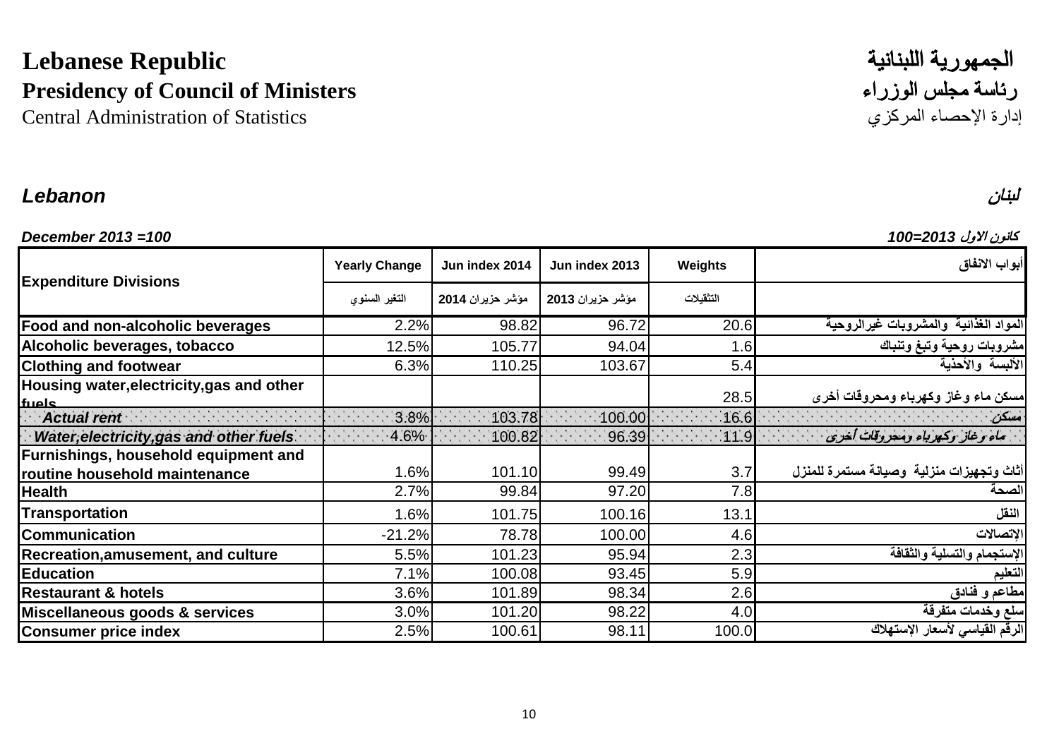**Lebanese Republic** **الجمهورية اللبنانية**

**Presidency of Council of Ministers** **رئاسة مجلس الوزراء**

Central Administration of Statistics إدارة الإحصاء المركزي

## *Lebanon* *لبنان*

***December 2013 =100*** ***كانون الاول 2013=100***

| Expenditure Divisions | Yearly Change | Jun index 2014 | Jun index 2013 | Weights | أبواب الانفاق |
|---|---|---|---|---|---|
| | التغير السنوي | مؤشر حزيران 2014 | مؤشر حزيران 2013 | التثقيلات | |
| Food and non-alcoholic beverages | 2.2% | 98.82 | 96.72 | 20.6 | المواد الغذائية والمشروبات غيرالروحية |
| Alcoholic beverages, tobacco | 12.5% | 105.77 | 94.04 | 1.6 | مشروبات روحية وتبغ وتنباك |
| Clothing and footwear | 6.3% | 110.25 | 103.67 | 5.4 | الألبسة والأحذية |
| Housing water,electricity,gas and other fuels | | | | 28.5 | مسكن ماء وغاز وكهرباء ومحروقات أخرى |
| *Actual rent* | 3.8% | 103.78 | 100.00 | 16.6 | *مسكن* |
| *Water,electricity,gas and other fuels* | 4.6% | 100.82 | 96.39 | 11.9 | *ماء وغاز وكهرباء ومحروقات أخرى* |
| Furnishings, household equipment and routine household maintenance | 1.6% | 101.10 | 99.49 | 3.7 | أثاث وتجهيزات منزلية وصيانة مستمرة للمنزل |
| Health | 2.7% | 99.84 | 97.20 | 7.8 | الصحة |
| Transportation | 1.6% | 101.75 | 100.16 | 13.1 | النقل |
| Communication | -21.2% | 78.78 | 100.00 | 4.6 | الإتصالات |
| Recreation,amusement, and culture | 5.5% | 101.23 | 95.94 | 2.3 | الإستجمام والتسلية والثقافة |
| Education | 7.1% | 100.08 | 93.45 | 5.9 | التعليم |
| Restaurant & hotels | 3.6% | 101.89 | 98.34 | 2.6 | مطاعم و فنادق |
| Miscellaneous goods & services | 3.0% | 101.20 | 98.22 | 4.0 | سلع وخدمات متفرقة |
| Consumer price index | 2.5% | 100.61 | 98.11 | 100.0 | الرقم القياسي لأسعار الإستهلاك |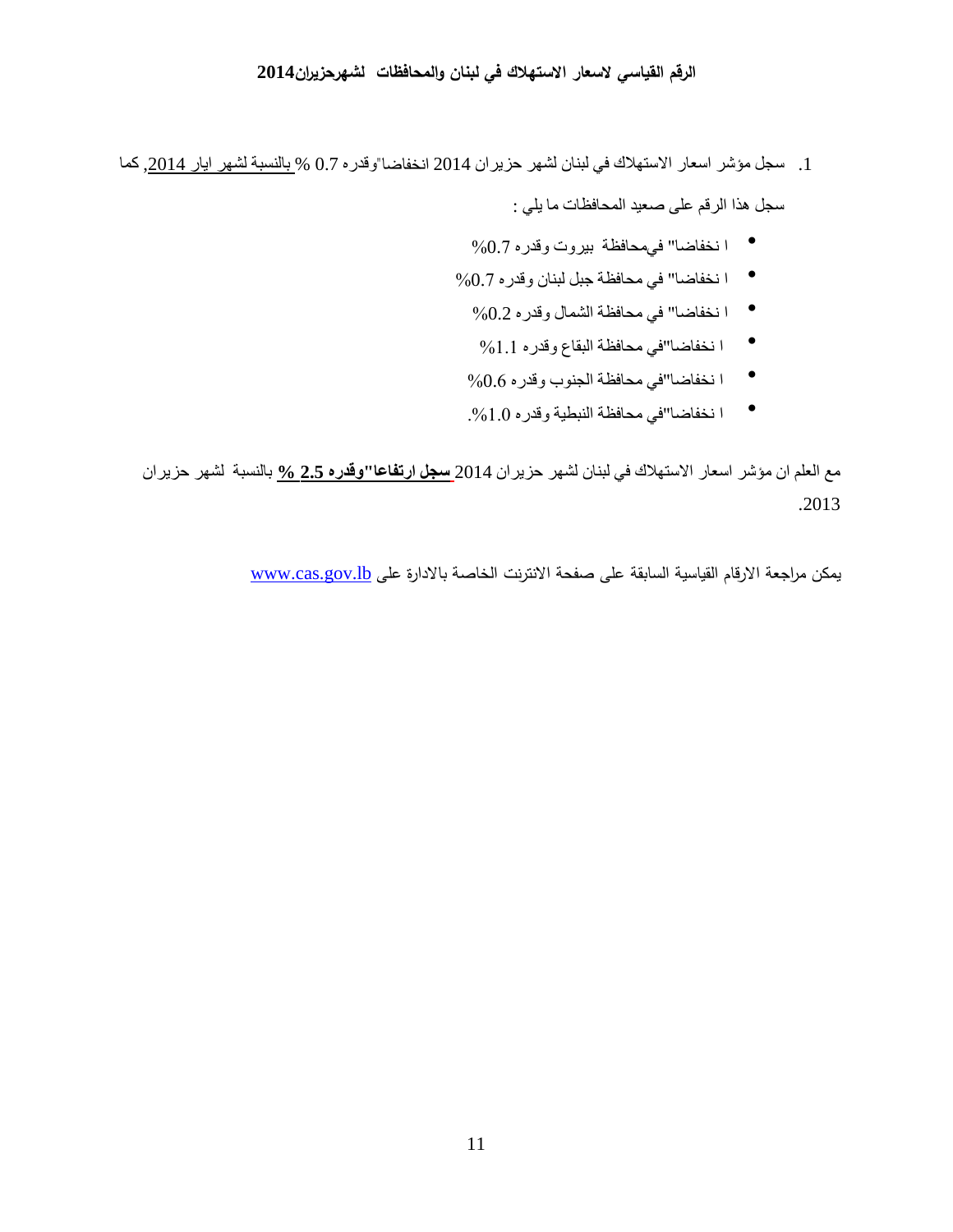### الرقم القياسي لاسعار الاستهلاك في لبنان والمحافظات لشهرحزيران2014

1. سجل مؤشر اسعار الاستهلاك في لبنان لشهر حزيران 2014 انخفاضا"وقدره 0.7 % بالنسبة لشهر ايار 2014, كما سجل هذا الرقم على صعيد المحافظات ما يلي :
   - ا نخفاضا" فيمحافظة بيروت وقدره 0.7%
   - ا نخفاضا" في محافظة جبل لبنان وقدره 0.7%
   - ا نخفاضا" في محافظة الشمال وقدره 0.2%
   - ا نخفاضا"في محافظة البقاع وقدره 1.1%
   - ا نخفاضا"في محافظة الجنوب وقدره 0.6%
   - ا نخفاضا"في محافظة النبطية وقدره 1.0%.

مع العلم ان مؤشر اسعار الاستهلاك في لبنان لشهر حزيران 2014 **سجل ارتفاعا"وقدره 2.5 %** بالنسبة لشهر حزيران 2013.

يمكن مراجعة الارقام القياسية السابقة على صفحة الانترنت الخاصة بالادارة على www.cas.gov.lb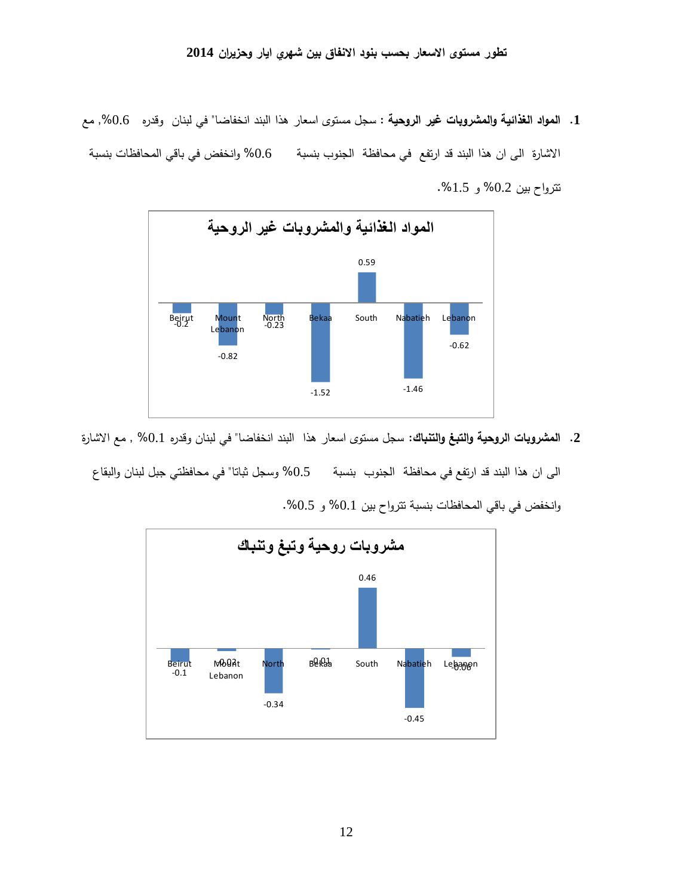## تطور مستوى الاسعار بحسب بنود الانفاق بين شهري ايار وحزيران 2014

1. **المواد الغذائية والمشروبات غير الروحية :** سجل مستوى اسعار هذا البند انخفاضا" في لبنان وقدره 0.6%, مع الاشارة الى ان هذا البند قد ارتفع في محافظة الجنوب بنسبة 0.6% وانخفض في باقي المحافظات بنسبة تتروح بين 0.2% و 1.5%.

**المواد الغذائية والمشروبات غير الروحية**

| Beirut | Mount Lebanon | North | Bekaa | South | Nabatieh | Lebanon |
|---|---|---|---|---|---|---|
| -0.2 | -0.82 | -0.23 | -1.52 | 0.59 | -1.46 | -0.62 |

2. **المشروبات الروحية والتبغ والتنباك:** سجل مستوى اسعار هذا البند انخفاضا" في لبنان وقدره 0.1% , مع الاشارة الى ان هذا البند قد ارتفع في محافظة الجنوب بنسبة 0.5% وسجل ثباتا" في محافظتي جبل لبنان والبقاع وانخفض في باقي المحافظات بنسبة تتروح بين 0.1% و 0.5%.

**مشروبات روحية وتبغ وتنباك**

| Beirut | Mount Lebanon | North | Bekaa | South | Nabatieh | Lebanon |
|---|---|---|---|---|---|---|
| -0.1 | -0.02 | -0.34 | -0.01 | 0.46 | -0.45 | -0.06 |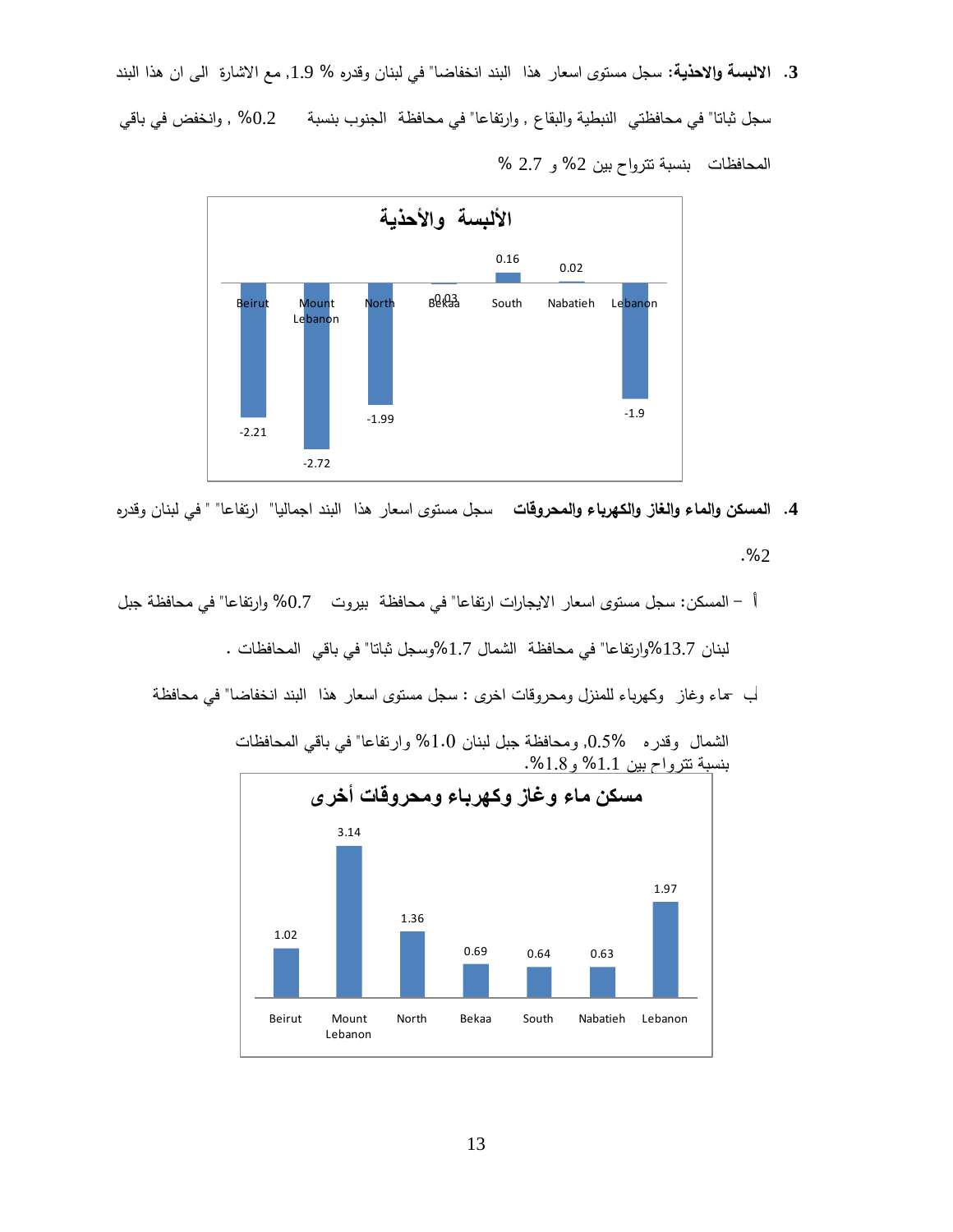3. **الالبسة والاحذية**: سجل مستوى اسعار هذا البند انخفاضا" في لبنان وقدره % 1.9, مع الاشارة الى ان هذا البند سجل ثباتا" في محافظتي النبطية والبقاع , وارتفاعا" في محافظة الجنوب بنسبة 0.2% , وانخفض في باقي المحافظات بنسبة تتراوح بين 2% و 2.7 %

**الألبسة والأحذية**

| Beirut | Mount Lebanon | North | Bekaa | South | Nabatieh | Lebanon |
|---|---|---|---|---|---|---|
| -2.21 | -2.72 | -1.99 | -0.03 | 0.16 | 0.02 | -1.9 |

4. **المسكن والماء والغاز والكهرباء والمحروقات** سجل مستوى اسعار هذا البند اجماليا" ارتفاعا" " في لبنان وقدره 2%.

أ – المسكن: سجل مستوى اسعار الايجارات ارتفاعا" في محافظة بيروت 0.7% وارتفاعا" في محافظة جبل لبنان 13.7%وارتفاعا" في محافظة الشمال 1.7%وسجل ثباتا" في باقي المحافظات .

ب -ماء وغاز وكهرباء للمنزل ومحروقات اخرى : سجل مستوى اسعار هذا البند انخفاضا" في محافظة الشمال وقدره 0.5%, ومحافظة جبل لبنان 1.0% وارتفاعا" في باقي المحافظات بنسبة تتراوح بين 1.1% و1.8%.

**مسكن ماء وغاز وكهرباء ومحروقات أخرى**

| Beirut | Mount Lebanon | North | Bekaa | South | Nabatieh | Lebanon |
|---|---|---|---|---|---|---|
| 1.02 | 3.14 | 1.36 | 0.69 | 0.64 | 0.63 | 1.97 |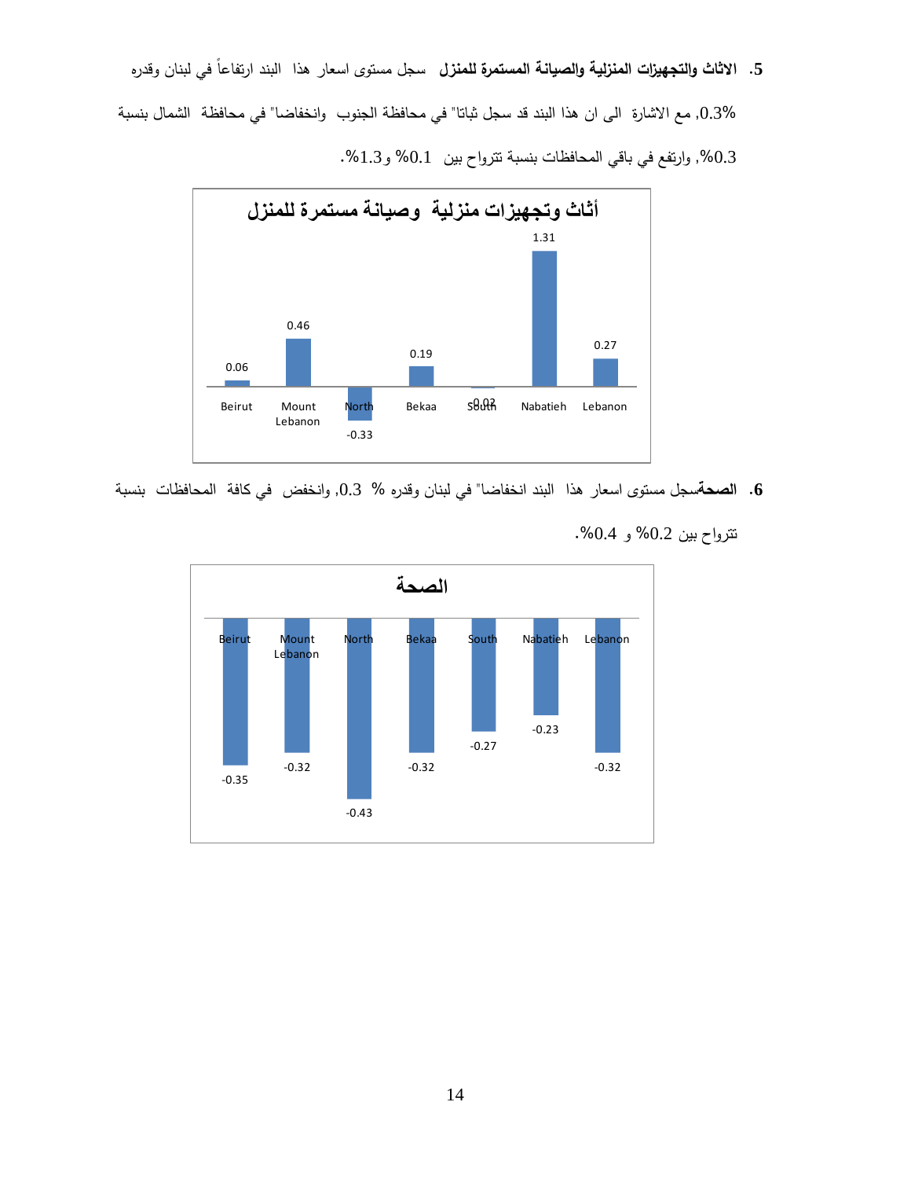5. **الاثاث والتجهيزات المنزلية والصيانة المستمرة للمنزل** سجل مستوى اسعار هذا البند ارتفاعاً في لبنان وقدره 0.3%, مع الاشارة الى ان هذا البند قد سجل ثباتا" في محافظة الجنوب وانخفاضا" في محافظة الشمال بنسبة 0.3%, وارتفع في باقي المحافظات بنسبة تتراوح بين 0.1% و1.3%.

**أثاث وتجهيزات منزلية وصيانة مستمرة للمنزل**

| Beirut | Mount Lebanon | North | Bekaa | South | Nabatieh | Lebanon |
|---|---|---|---|---|---|---|
| 0.06 | 0.46 | -0.33 | 0.19 | -0.02 | 1.31 | 0.27 |

6. **الصحة**سجل مستوى اسعار هذا البند انخفاضا" في لبنان وقدره 0.3 %, وانخفض في كافة المحافظات بنسبة تتراوح بين 0.2% و 0.4%.

**الصحة**

| Beirut | Mount Lebanon | North | Bekaa | South | Nabatieh | Lebanon |
|---|---|---|---|---|---|---|
| -0.35 | -0.32 | -0.43 | -0.32 | -0.27 | -0.23 | -0.32 |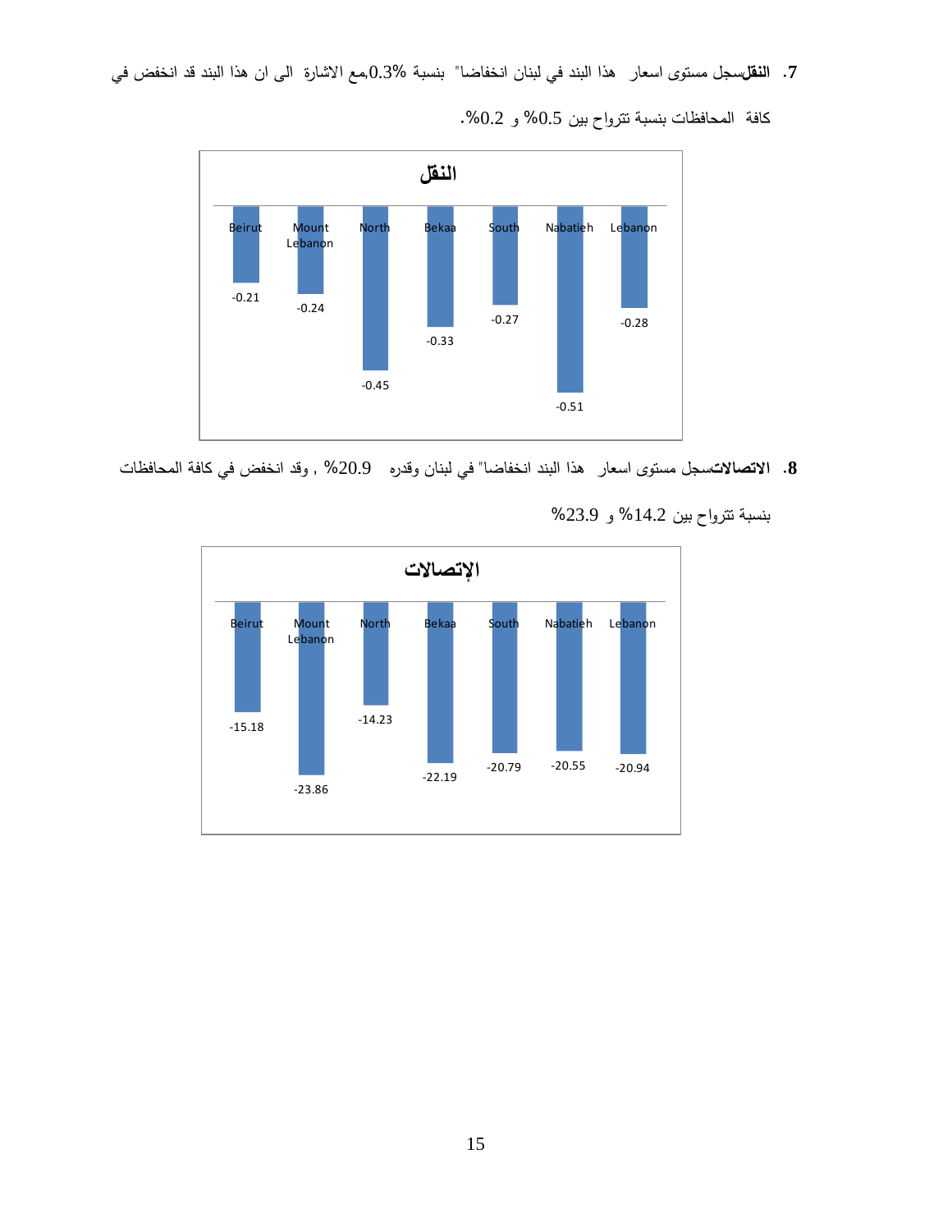7. **النقل**سجل مستوى اسعار هذا البند في لبنان انخفاضا" بنسبة %0.3,مع الاشارة الى ان هذا البند قد انخفض في كافة المحافظات بنسبة تتروح بين 0.5% و 0.2%.

**النقل**

| Beirut | Mount Lebanon | North | Bekaa | South | Nabatieh | Lebanon |
|---|---|---|---|---|---|---|
| -0.21 | -0.24 | -0.45 | -0.33 | -0.27 | -0.51 | -0.28 |

8. **الاتصالات**سجل مستوى اسعار هذا البند انخفاضا" في لبنان وقدره 20.9% , وقد انخفض في كافة المحافظات بنسبة تتروح بين 14.2% و 23.9%

**الإتصالات**

| Beirut | Mount Lebanon | North | Bekaa | South | Nabatieh | Lebanon |
|---|---|---|---|---|---|---|
| -15.18 | -23.86 | -14.23 | -22.19 | -20.79 | -20.55 | -20.94 |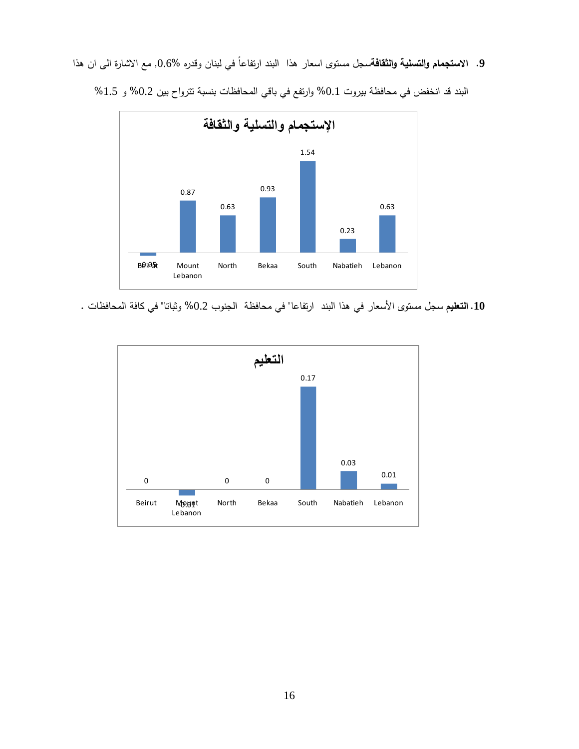**9. الاستجمام والتسلية والثقافة** سجل مستوى اسعار هذا البند ارتفاعاً في لبنان وقدره 0.6%, مع الاشارة الى ان هذا البند قد انخفض في محافظة بيروت 0.1% وارتفع في باقي المحافظات بنسبة تتروح بين 0.2% و 1.5%

**الإستجمام والتسلية والثقافة**

| Beirut | Mount Lebanon | North | Bekaa | South | Nabatieh | Lebanon |
|---|---|---|---|---|---|---|
| -0.05 | 0.87 | 0.63 | 0.93 | 1.54 | 0.23 | 0.63 |

**10. التعليم** سجل مستوى الأسعار في هذا البند ارتفاعا" في محافظة الجنوب 0.2% وثباتا" في كافة المحافظات .

**التعليم**

| Beirut | Mount Lebanon | North | Bekaa | South | Nabatieh | Lebanon |
|---|---|---|---|---|---|---|
| 0 | -0.01 | 0 | 0 | 0.17 | 0.03 | 0.01 |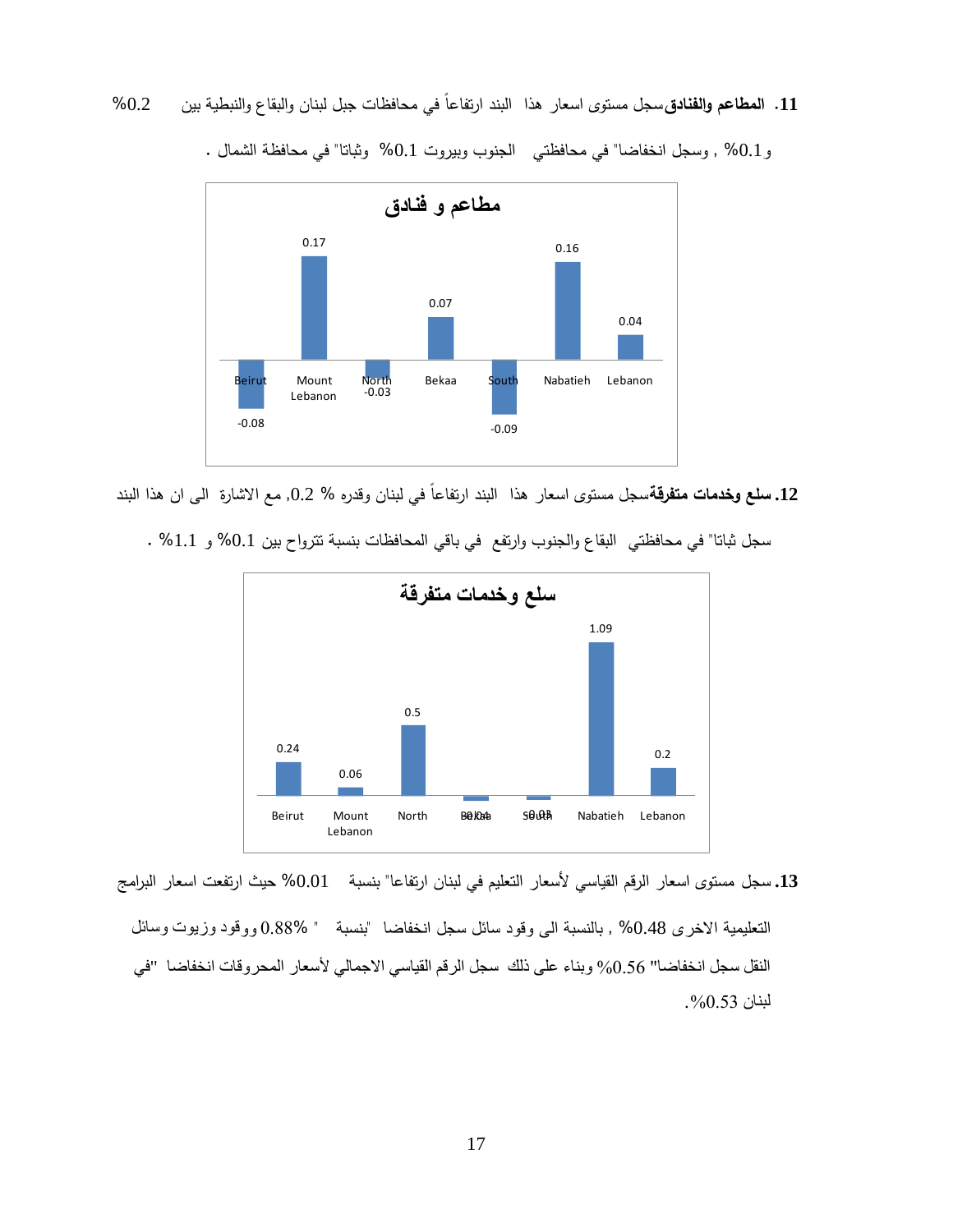11. **المطاعم والفنادق** سجل مستوى اسعار هذا البند ارتفاعاً في محافظات جبل لبنان والبقاع والنبطية بين 0.2% و0.1% , وسجل انخفاضا" في محافظتي الجنوب وبيروت 0.1% وثباتا" في محافظة الشمال .

**مطاعم و فنادق**

| Beirut | Mount Lebanon | North | Bekaa | South | Nabatieh | Lebanon |
|---|---|---|---|---|---|---|
| -0.08 | 0.17 | -0.03 | 0.07 | -0.09 | 0.16 | 0.04 |

12. **سلع وخدمات متفرقة** سجل مستوى اسعار هذا البند ارتفاعاً في لبنان وقدره % 0.2, مع الاشارة الى ان هذا البند سجل ثباتا" في محافظتي البقاع والجنوب وارتفع في باقي المحافظات بنسبة تتراوح بين 0.1% و 1.1% .

**سلع وخدمات متفرقة**

| Beirut | Mount Lebanon | North | Bekaa | South | Nabatieh | Lebanon |
|---|---|---|---|---|---|---|
| 0.24 | 0.06 | 0.5 | -0.04 | -0.03 | 1.09 | 0.2 |

13. سجل مستوى اسعار الرقم القياسي لأسعار التعليم في لبنان ارتفاعا" بنسبة 0.01% حيث ارتفعت اسعار البرامج التعليمية الاخرى 0.48% , بالنسبة الى وقود سائل سجل انخفاضا "بنسبة " 0.88% ووقود وزيوت وسائل النقل سجل انخفاضا" 0.56% وبناء على ذلك سجل الرقم القياسي الاجمالي لأسعار المحروقات انخفاضا "في لبنان 0.53%.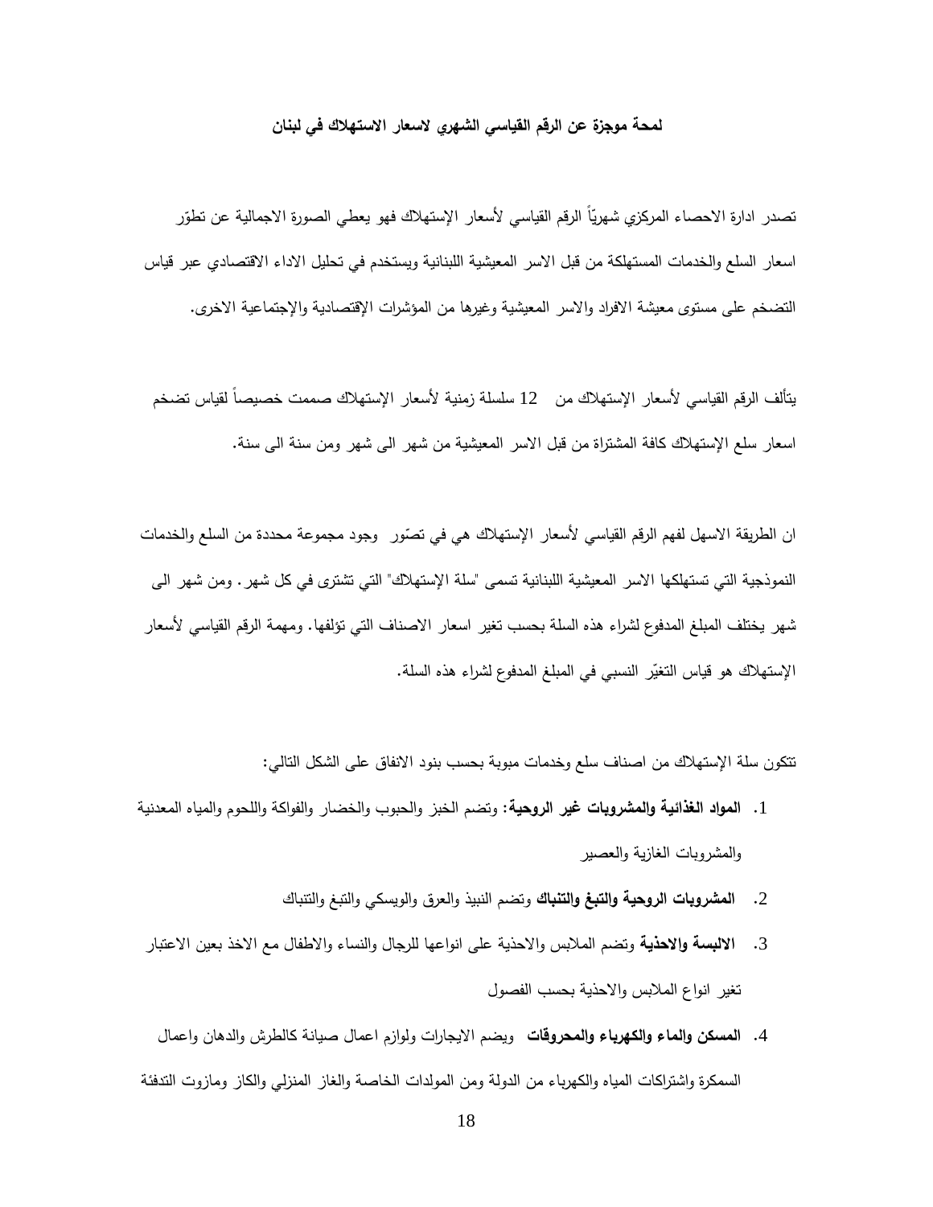**لمحة موجزة عن الرقم القياسي الشهري لاسعار الاستهلاك في لبنان**

تصدر ادارة الاحصاء المركزي شهرياً الرقم القياسي لأسعار الإستهلاك فهو يعطي الصورة الاجمالية عن تطوّر اسعار السلع والخدمات المستهلكة من قبل الاسر المعيشية اللبنانية ويستخدم في تحليل الاداء الاقتصادي عبر قياس التضخم على مستوى معيشة الافراد والاسر المعيشية وغيرها من المؤشرات الإقتصادية والإجتماعية الاخرى.

يتألف الرقم القياسي لأسعار الإستهلاك من 12 سلسلة زمنية لأسعار الإستهلاك صممت خصيصاً لقياس تضخم اسعار سلع الإستهلاك كافة المشتراة من قبل الاسر المعيشية من شهر الى شهر ومن سنة الى سنة.

ان الطريقة الاسهل لفهم الرقم القياسي لأسعار الإستهلاك هي في تصّور وجود مجموعة محددة من السلع والخدمات النموذجية التي تستهلكها الاسر المعيشية اللبنانية تسمى "سلة الإستهلاك" التي تشترى في كل شهر. ومن شهر الى شهر يختلف المبلغ المدفوع لشراء هذه السلة بحسب تغير اسعار الاصناف التي تؤلفها. ومهمة الرقم القياسي لأسعار الإستهلاك هو قياس التغيّر النسبي في المبلغ المدفوع لشراء هذه السلة.

تتكون سلة الإستهلاك من اصناف سلع وخدمات مبوبة بحسب بنود الانفاق على الشكل التالي:

1. **المواد الغذائية والمشروبات غير الروحية:** وتضم الخبز والحبوب والخضار والفواكة واللحوم والمياه المعدنية والمشروبات الغازية والعصير
2. **المشروبات الروحية والتبغ والتنباك** وتضم النبيذ والعرق والويسكي والتبغ والتنباك
3. **الالبسة والاحذية** وتضم الملابس والاحذية على انواعها للرجال والنساء والاطفال مع الاخذ بعين الاعتبار تغير انواع الملابس والاحذية بحسب الفصول
4. **المسكن والماء والكهرباء والمحروقات** ويضم الايجارات ولوازم اعمال صيانة كالطرش والدهان واعمال السمكرة واشتراكات المياه والكهرباء من الدولة ومن المولدات الخاصة والغاز المنزلي والكاز ومازوت التدفئة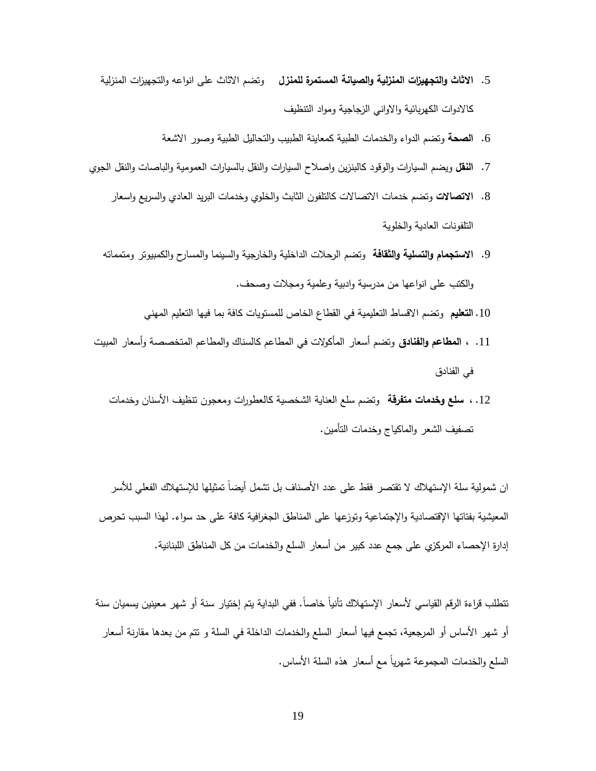5. **الاثاث والتجهيزات المنزلية والصيانة المستمرة للمنزل** وتضم الاثاث على انواعه والتجهيزات المنزلية كالادوات الكهربائية والاواني الزجاجية ومواد التنظيف
6. **الصحة** وتضم الدواء والخدمات الطبية كمعاينة الطبيب والتحاليل الطبية وصور الاشعة
7. **النقل** ويضم السيارات والوقود كالبنزين واصلاح السيارات والنقل بالسيارات العمومية والباصات والنقل الجوي
8. **الاتصالات** وتضم خدمات الاتصالات كالتلفون الثابت والخلوي وخدمات البريد العادي والسريع واسعار التلفونات العادية والخلوية
9. **الاستجمام والتسلية والثقافة** وتضم الرحلات الداخلية والخارجية والسينما والمسارح والكمبيوتر ومتمماته والكتب على انواعها من مدرسية وادبية وعلمية ومجلات وصحف.
10. **التعليم** وتضم الاقساط التعليمية في القطاع الخاص للمستويات كافة بما فيها التعليم المهني
11. ، **المطاعم والفنادق** وتضم أسعار المأكولات في المطاعم كالسناك والمطاعم المتخصصة وأسعار المبيت في الفنادق
12. ، **سلع وخدمات متفرقة** وتضم سلع العناية الشخصية كالعطورات ومعجون تنظيف الأسنان وخدمات تصفيف الشعر والماكياج وخدمات التأمين.

ان شمولية سلة الإستهلاك لا تقتصر فقط على عدد الأصناف بل تشمل أيضاً تمثيلها للإستهلاك الفعلي للأسر المعيشية بفئاتها الإقتصادية والإجتماعية وتوزعها على المناطق الجغرافية كافة على حد سواء. لهذا السبب تحرص إدارة الإحصاء المركزي على جمع عدد كبير من أسعار السلع والخدمات من كل المناطق اللبنانية.

تتطلب قراءة الرقم القياسي لأسعار الإستهلاك تأنياً خاصاً. ففي البداية يتم إختيار سنة أو شهر معينين يسميان سنة أو شهر الأساس أو المرجعية، تجمع فيها أسعار السلع والخدمات الداخلة في السلة و تتم من بعدها مقارنة أسعار السلع والخدمات المجموعة شهرياً مع أسعار هذه السلة الأساس.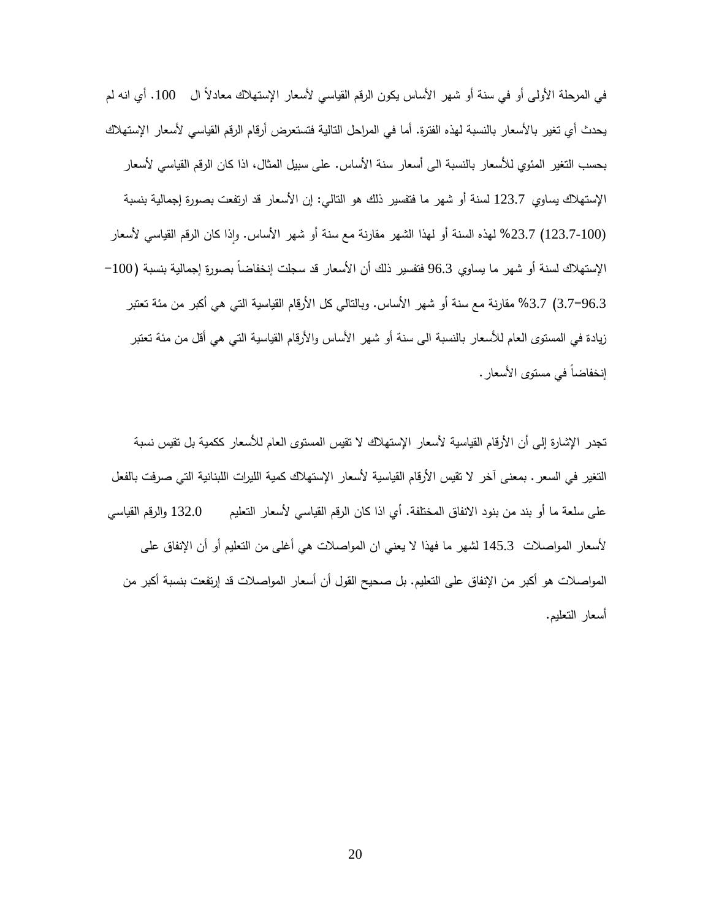في المرحلة الأولى أو في سنة أو شهر الأساس يكون الرقم القياسي لأسعار الإستهلاك معادلاً ال 100. أي انه لم يحدث أي تغير بالأسعار بالنسبة لهذه الفترة. أما في المراحل التالية فتستعرض أرقام الرقم القياسي لأسعار الإستهلاك بحسب التغير المئوي للأسعار بالنسبة الى أسعار سنة الأساس. على سبيل المثال، اذا كان الرقم القياسي لأسعار الإستهلاك يساوي 123.7 لسنة أو شهر ما فتفسير ذلك هو التالي: إن الأسعار قد ارتفعت بصورةٍ إجمالية بنسبة (123.7-100) 23.7% لهذه السنة أو لهذا الشهر مقارنة مع سنة أو شهر الأساس. وإذا كان الرقم القياسي لأسعار الإستهلاك لسنة أو شهر ما يساوي 96.3 فتفسير ذلك أن الأسعار قد سجلت إنخفاضاً بصورة إجمالية بنسبة (100-96.3=3.7) 3.7% مقارنة مع سنة أو شهر الأساس. وبالتالي كل الأرقام القياسية التي هي أكبر من مئة تعتبر زيادة في المستوى العام للأسعار بالنسبة الى سنة أو شهر الأساس والأرقام القياسية التي هي أقل من مئة تعتبر إنخفاضاً في مستوى الأسعار.

تجدر الإشارة إلى أن الأرقام القياسية لأسعار الإستهلاك لا تقيس المستوى العام للأسعار ككمية بل تقيس نسبة التغير في السعر. بمعنى آخر لا تقيس الأرقام القياسية لأسعار الإستهلاك كمية الليرات اللبنانية التي صرفت بالفعل على سلعة ما أو بند من بنود الانفاق المختلفة. أي اذا كان الرقم القياسي لأسعار التعليم 132.0 والرقم القياسي لأسعار المواصلات 145.3 لشهر ما فهذا لا يعني ان المواصلات هي أغلى من التعليم أو أن الإنفاق على المواصلات هو أكبر من الإنفاق على التعليم. بل صحيح القول أن أسعار المواصلات قد إرتفعت بنسبة أكبر من أسعار التعليم.